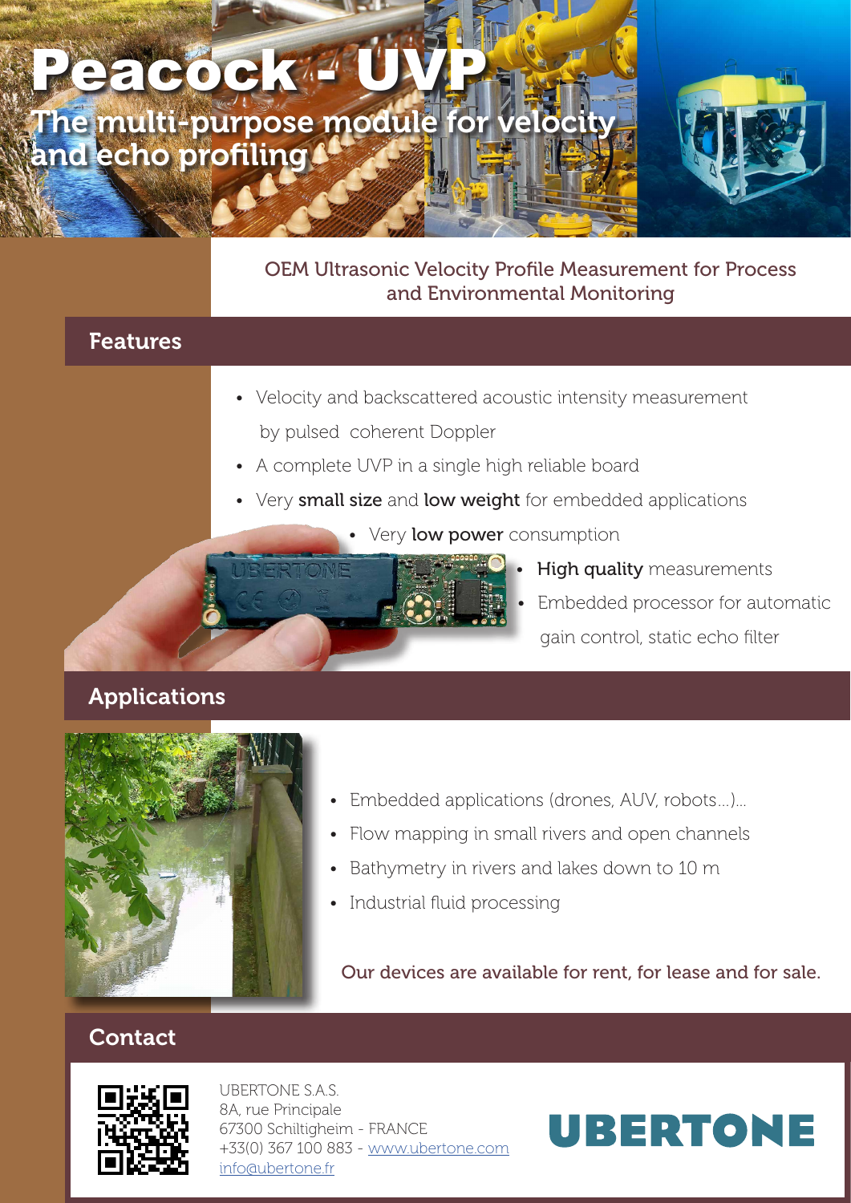# Peacock - UVP

## The multi-purpose module for velocity and echo profiling

OEM Ultrasonic Velocity Profile Measurement for Process and Environmental Monitoring

## Features

- Velocity and backscattered acoustic intensity measurement by pulsed coherent Doppler
- A complete UVP in a single high reliable board
- Very **small size** and **low weight** for embedded applications
- Very **low power** consumption
- **High quality** measurements
- Embedded processor for automatic gain control, static echo filter

## Applications

- Embedded applications (drones, AUV, robots...)...
- Flow mapping in small rivers and open channels
- Bathymetry in rivers and lakes down to 10 m
- Industrial fluid processing

Our devices are available for rent, for lease and for sale.

## Contact

UBERTONE S.A.S.
8A, rue Principale
67300 Schiltigheim - FRANCE
+33(0) 367 100 883 - www.ubertone.com
info@ubertone.fr

UBERTONE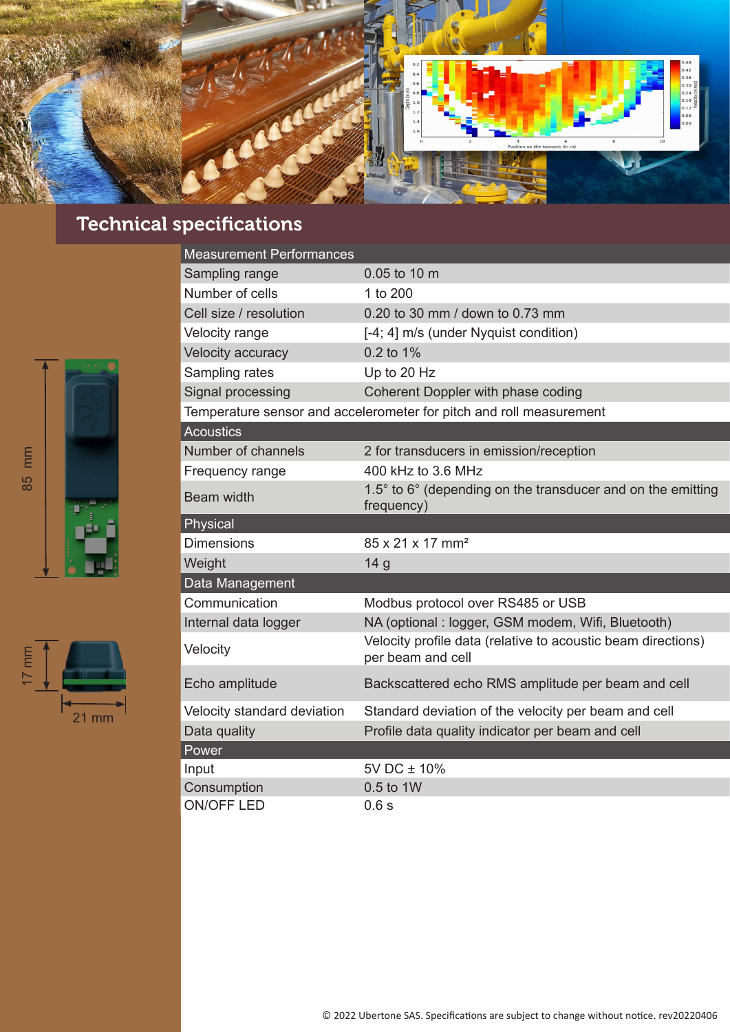## Technical specifications

| | |
|---|---|
| **Measurement Performances** | |
| Sampling range | 0.05 to 10 m |
| Number of cells | 1 to 200 |
| Cell size / resolution | 0.20 to 30 mm / down to 0.73 mm |
| Velocity range | [-4; 4] m/s (under Nyquist condition) |
| Velocity accuracy | 0.2 to 1% |
| Sampling rates | Up to 20 Hz |
| Signal processing | Coherent Doppler with phase coding |
| Temperature sensor and accelerometer for pitch and roll measurement | |
| **Acoustics** | |
| Number of channels | 2 for transducers in emission/reception |
| Frequency range | 400 kHz to 3.6 MHz |
| Beam width | 1.5° to 6° (depending on the transducer and on the emitting frequency) |
| **Physical** | |
| Dimensions | 85 x 21 x 17 mm² |
| Weight | 14 g |
| **Data Management** | |
| Communication | Modbus protocol over RS485 or USB |
| Internal data logger | NA (optional : logger, GSM modem, Wifi, Bluetooth) |
| Velocity | Velocity profile data (relative to acoustic beam directions) per beam and cell |
| Echo amplitude | Backscattered echo RMS amplitude per beam and cell |
| Velocity standard deviation | Standard deviation of the velocity per beam and cell |
| Data quality | Profile data quality indicator per beam and cell |
| **Power** | |
| Input | 5V DC ± 10% |
| Consumption | 0.5 to 1W |
| ON/OFF LED | 0.6 s |

85 mm

17 mm

21 mm

© 2022 Ubertone SAS. Specifications are subject to change without notice. rev20220406